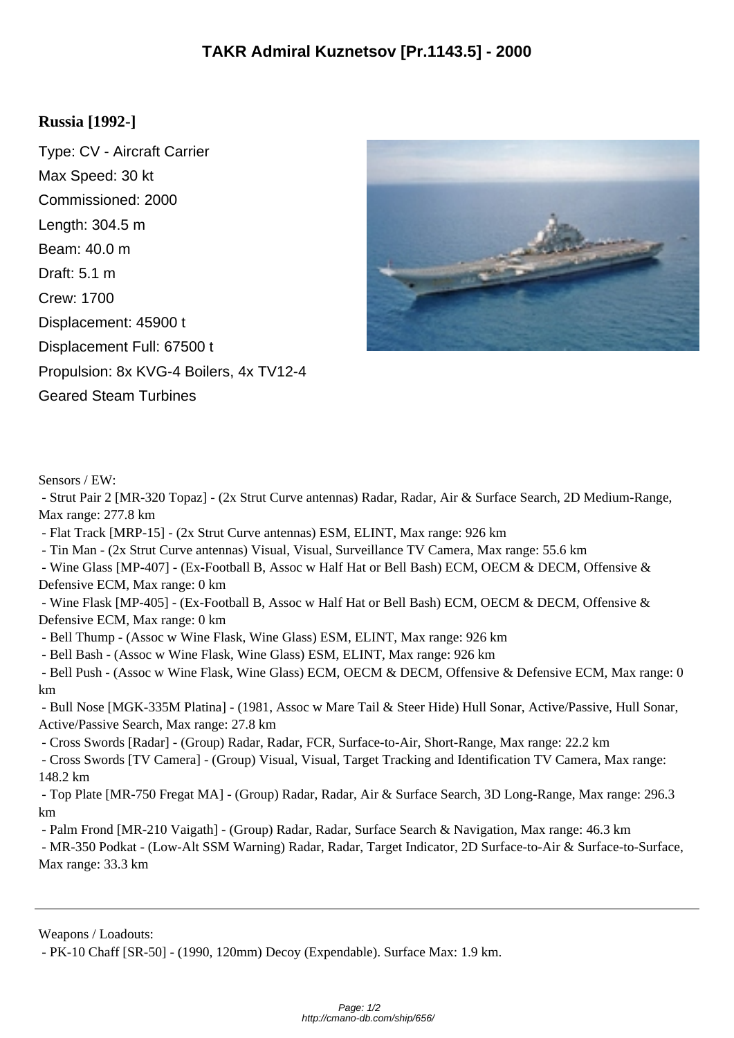# TAKR Admiral Kuznetsov [Pr.1143.5] - 2000

## Russia [1992-]

Type: CV - Aircraft Carrier

Max Speed: 30 kt

Commissioned: 2000

Length: 304.5 m

Beam: 40.0 m

Draft: 5.1 m

Crew: 1700

Displacement: 45900 t

Displacement Full: 67500 t

Propulsion: 8x KVG-4 Boilers, 4x TV12-4 Geared Steam Turbines

Sensors / EW:

- Strut Pair 2 [MR-320 Topaz] - (2x Strut Curve antennas) Radar, Radar, Air & Surface Search, 2D Medium-Range, Max range: 277.8 km
- Flat Track [MRP-15] - (2x Strut Curve antennas) ESM, ELINT, Max range: 926 km
- Tin Man - (2x Strut Curve antennas) Visual, Visual, Surveillance TV Camera, Max range: 55.6 km
- Wine Glass [MP-407] - (Ex-Football B, Assoc w Half Hat or Bell Bash) ECM, OECM & DECM, Offensive & Defensive ECM, Max range: 0 km
- Wine Flask [MP-405] - (Ex-Football B, Assoc w Half Hat or Bell Bash) ECM, OECM & DECM, Offensive & Defensive ECM, Max range: 0 km
- Bell Thump - (Assoc w Wine Flask, Wine Glass) ESM, ELINT, Max range: 926 km
- Bell Bash - (Assoc w Wine Flask, Wine Glass) ESM, ELINT, Max range: 926 km
- Bell Push - (Assoc w Wine Flask, Wine Glass) ECM, OECM & DECM, Offensive & Defensive ECM, Max range: 0 km
- Bull Nose [MGK-335M Platina] - (1981, Assoc w Mare Tail & Steer Hide) Hull Sonar, Active/Passive, Hull Sonar, Active/Passive Search, Max range: 27.8 km
- Cross Swords [Radar] - (Group) Radar, Radar, FCR, Surface-to-Air, Short-Range, Max range: 22.2 km
- Cross Swords [TV Camera] - (Group) Visual, Visual, Target Tracking and Identification TV Camera, Max range: 148.2 km
- Top Plate [MR-750 Fregat MA] - (Group) Radar, Radar, Air & Surface Search, 3D Long-Range, Max range: 296.3 km
- Palm Frond [MR-210 Vaigath] - (Group) Radar, Radar, Surface Search & Navigation, Max range: 46.3 km
- MR-350 Podkat - (Low-Alt SSM Warning) Radar, Radar, Target Indicator, 2D Surface-to-Air & Surface-to-Surface, Max range: 33.3 km

---

Weapons / Loadouts:

- PK-10 Chaff [SR-50] - (1990, 120mm) Decoy (Expendable). Surface Max: 1.9 km.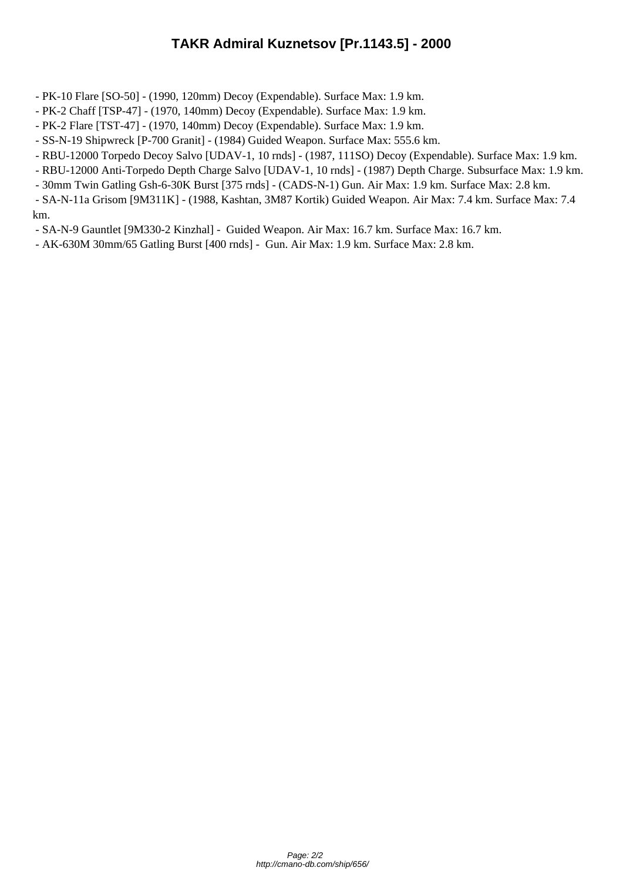- PK-10 Flare [SO-50] - (1990, 120mm) Decoy (Expendable). Surface Max: 1.9 km.
- PK-2 Chaff [TSP-47] - (1970, 140mm) Decoy (Expendable). Surface Max: 1.9 km.
- PK-2 Flare [TST-47] - (1970, 140mm) Decoy (Expendable). Surface Max: 1.9 km.
- SS-N-19 Shipwreck [P-700 Granit] - (1984) Guided Weapon. Surface Max: 555.6 km.
- RBU-12000 Torpedo Decoy Salvo [UDAV-1, 10 rnds] - (1987, 111SO) Decoy (Expendable). Surface Max: 1.9 km.
- RBU-12000 Anti-Torpedo Depth Charge Salvo [UDAV-1, 10 rnds] - (1987) Depth Charge. Subsurface Max: 1.9 km.
- 30mm Twin Gatling Gsh-6-30K Burst [375 rnds] - (CADS-N-1) Gun. Air Max: 1.9 km. Surface Max: 2.8 km.
- SA-N-11a Grisom [9M311K] - (1988, Kashtan, 3M87 Kortik) Guided Weapon. Air Max: 7.4 km. Surface Max: 7.4 km.
- SA-N-9 Gauntlet [9M330-2 Kinzhal] - Guided Weapon. Air Max: 16.7 km. Surface Max: 16.7 km.
- AK-630M 30mm/65 Gatling Burst [400 rnds] - Gun. Air Max: 1.9 km. Surface Max: 2.8 km.